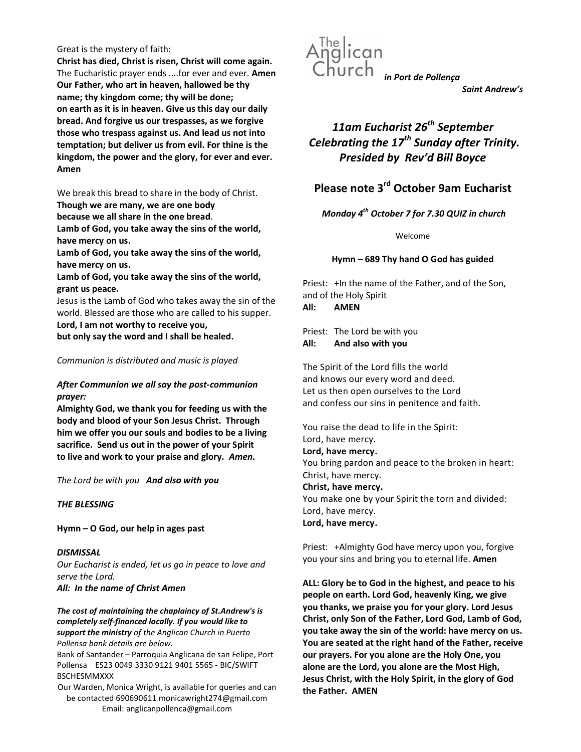Great is the mystery of faith:
**Christ has died, Christ is risen, Christ will come again.**
The Eucharistic prayer ends ....for ever and ever. **Amen**
**Our Father, who art in heaven, hallowed be thy name; thy kingdom come; thy will be done; on earth as it is in heaven. Give us this day our daily bread. And forgive us our trespasses, as we forgive those who trespass against us. And lead us not into temptation; but deliver us from evil. For thine is the kingdom, the power and the glory, for ever and ever. Amen**

We break this bread to share in the body of Christ.
**Though we are many, we are one body**
**because we all share in the one bread**.
**Lamb of God, you take away the sins of the world, have mercy on us.**
**Lamb of God, you take away the sins of the world, have mercy on us.**
**Lamb of God, you take away the sins of the world, grant us peace.**
Jesus is the Lamb of God who takes away the sin of the world. Blessed are those who are called to his supper.
**Lord, I am not worthy to receive you,**
**but only say the word and I shall be healed.**

*Communion is distributed and music is played*

***After Communion we all say the post-communion prayer:***
**Almighty God, we thank you for feeding us with the body and blood of your Son Jesus Christ. Through him we offer you our souls and bodies to be a living sacrifice. Send us out in the power of your Spirit to live and work to your praise and glory.** ***Amen.***

*The Lord be with you* ***And also with you***

***THE BLESSING***

**Hymn – O God, our help in ages past**

***DISMISSAL***
*Our Eucharist is ended, let us go in peace to love and serve the Lord.*
***All: In the name of Christ Amen***

***The cost of maintaining the chaplaincy of St.Andrew's is completely self-financed locally. If you would like to support the ministry*** *of the Anglican Church in Puerto Pollensa bank details are below.*
Bank of Santander – Parroquia Anglicana de san Felipe, Port Pollensa ES23 0049 3330 9121 9401 5565 - BIC/SWIFT BSCHESMMXXX
Our Warden, Monica Wright, is available for queries and can be contacted 690690611 monicawright274@gmail.com
Email: anglicanpollenca@gmail.com

The Anglican Church ***in Port de Pollença***

***Saint Andrew's***

## *11am Eucharist 26th September Celebrating the 17th Sunday after Trinity. Presided by Rev'd Bill Boyce*

## Please note 3rd October 9am Eucharist

***Monday 4th October 7 for 7.30 QUIZ in church***

Welcome

**Hymn – 689 Thy hand O God has guided**

Priest: +In the name of the Father, and of the Son, and of the Holy Spirit
**All: AMEN**

Priest: The Lord be with you
**All: And also with you**

The Spirit of the Lord fills the world
and knows our every word and deed.
Let us then open ourselves to the Lord
and confess our sins in penitence and faith.

You raise the dead to life in the Spirit:
Lord, have mercy.
**Lord, have mercy.**
You bring pardon and peace to the broken in heart:
Christ, have mercy.
**Christ, have mercy.**
You make one by your Spirit the torn and divided:
Lord, have mercy.
**Lord, have mercy.**

Priest: +Almighty God have mercy upon you, forgive you your sins and bring you to eternal life. **Amen**

**ALL: Glory be to God in the highest, and peace to his people on earth. Lord God, heavenly King, we give you thanks, we praise you for your glory. Lord Jesus Christ, only Son of the Father, Lord God, Lamb of God, you take away the sin of the world: have mercy on us. You are seated at the right hand of the Father, receive our prayers. For you alone are the Holy One, you alone are the Lord, you alone are the Most High, Jesus Christ, with the Holy Spirit, in the glory of God the Father. AMEN**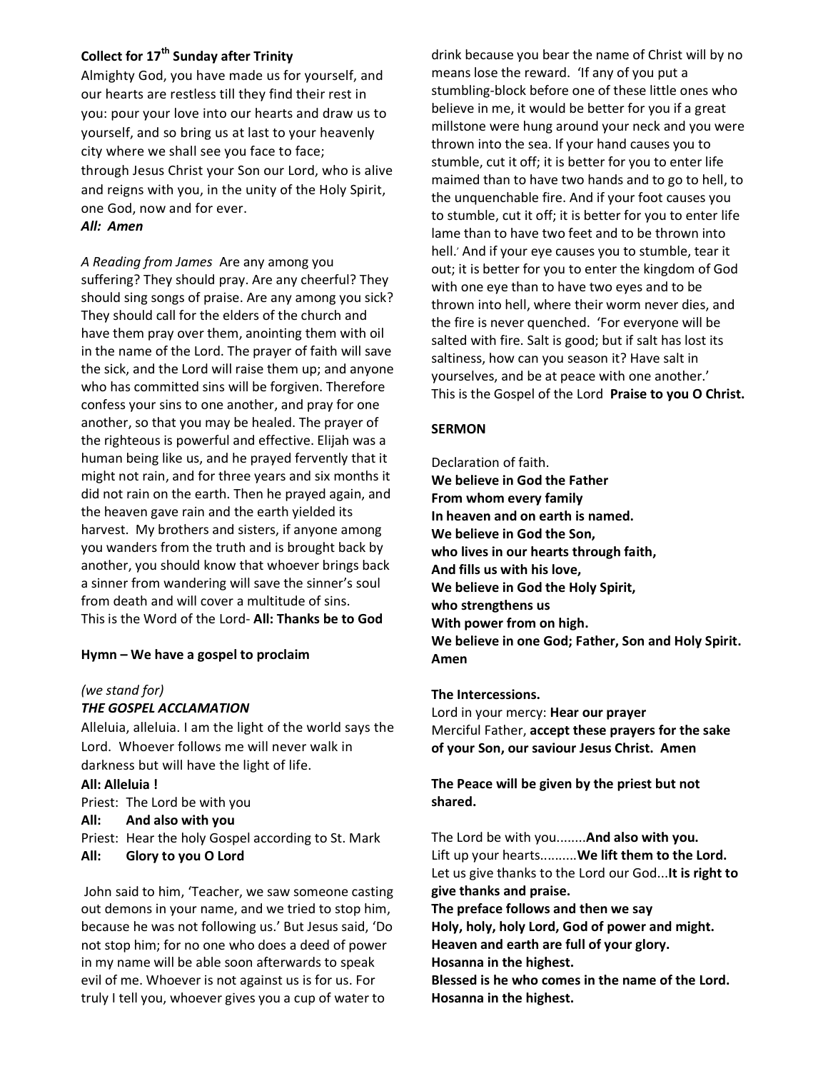**Collect for 17th Sunday after Trinity**

Almighty God, you have made us for yourself, and our hearts are restless till they find their rest in you: pour your love into our hearts and draw us to yourself, and so bring us at last to your heavenly city where we shall see you face to face; through Jesus Christ your Son our Lord, who is alive and reigns with you, in the unity of the Holy Spirit, one God, now and for ever.

***All: Amen***

*A Reading from James* Are any among you suffering? They should pray. Are any cheerful? They should sing songs of praise. Are any among you sick? They should call for the elders of the church and have them pray over them, anointing them with oil in the name of the Lord. The prayer of faith will save the sick, and the Lord will raise them up; and anyone who has committed sins will be forgiven. Therefore confess your sins to one another, and pray for one another, so that you may be healed. The prayer of the righteous is powerful and effective. Elijah was a human being like us, and he prayed fervently that it might not rain, and for three years and six months it did not rain on the earth. Then he prayed again, and the heaven gave rain and the earth yielded its harvest. My brothers and sisters, if anyone among you wanders from the truth and is brought back by another, you should know that whoever brings back a sinner from wandering will save the sinner's soul from death and will cover a multitude of sins.

This is the Word of the Lord- **All: Thanks be to God**

**Hymn – We have a gospel to proclaim**

*(we stand for)*

***THE GOSPEL ACCLAMATION***

Alleluia, alleluia. I am the light of the world says the Lord. Whoever follows me will never walk in darkness but will have the light of life.

**All: Alleluia !**

Priest: The Lord be with you

**All: And also with you**

Priest: Hear the holy Gospel according to St. Mark

**All: Glory to you O Lord**

John said to him, 'Teacher, we saw someone casting out demons in your name, and we tried to stop him, because he was not following us.' But Jesus said, 'Do not stop him; for no one who does a deed of power in my name will be able soon afterwards to speak evil of me. Whoever is not against us is for us. For truly I tell you, whoever gives you a cup of water to drink because you bear the name of Christ will by no means lose the reward. 'If any of you put a stumbling-block before one of these little ones who believe in me, it would be better for you if a great millstone were hung around your neck and you were thrown into the sea. If your hand causes you to stumble, cut it off; it is better for you to enter life maimed than to have two hands and to go to hell, to the unquenchable fire. And if your foot causes you to stumble, cut it off; it is better for you to enter life lame than to have two feet and to be thrown into hell.' And if your eye causes you to stumble, tear it out; it is better for you to enter the kingdom of God with one eye than to have two eyes and to be thrown into hell, where their worm never dies, and the fire is never quenched. 'For everyone will be salted with fire. Salt is good; but if salt has lost its saltiness, how can you season it? Have salt in yourselves, and be at peace with one another.'

This is the Gospel of the Lord **Praise to you O Christ.**

**SERMON**

Declaration of faith.

**We believe in God the Father**
**From whom every family**
**In heaven and on earth is named.**
**We believe in God the Son,**
**who lives in our hearts through faith,**
**And fills us with his love,**
**We believe in God the Holy Spirit,**
**who strengthens us**
**With power from on high.**
**We believe in one God; Father, Son and Holy Spirit.**
**Amen**

**The Intercessions.**

Lord in your mercy: **Hear our prayer**

Merciful Father, **accept these prayers for the sake of your Son, our saviour Jesus Christ. Amen**

**The Peace will be given by the priest but not shared.**

The Lord be with you........**And also with you.**

Lift up your hearts..........**We lift them to the Lord.**

Let us give thanks to the Lord our God...**It is right to give thanks and praise.**

**The preface follows and then we say**

**Holy, holy, holy Lord, God of power and might.**
**Heaven and earth are full of your glory.**
**Hosanna in the highest.**
**Blessed is he who comes in the name of the Lord.**
**Hosanna in the highest.**